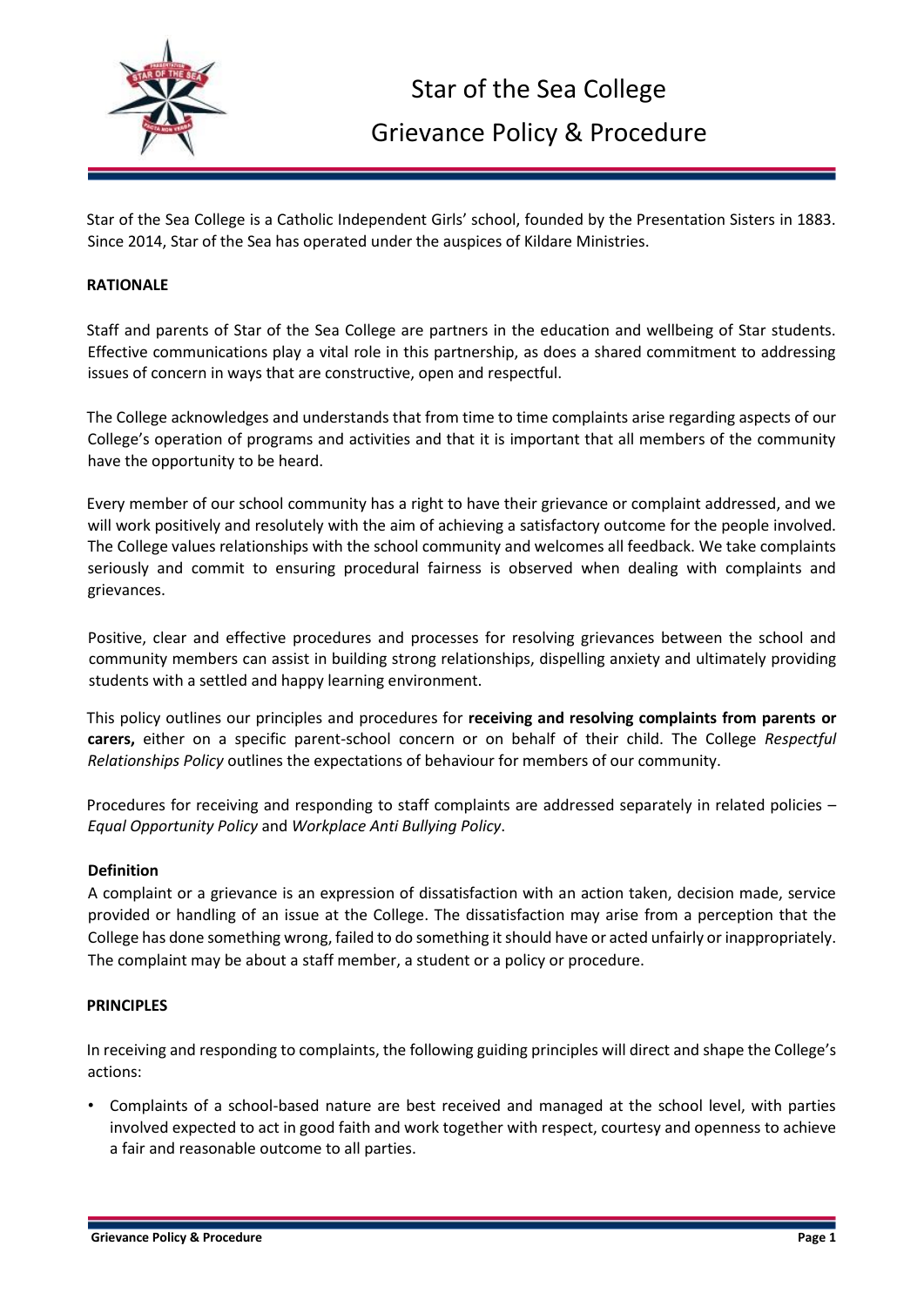# Star of the Sea College
## Grievance Policy & Procedure

Star of the Sea College is a Catholic Independent Girls' school, founded by the Presentation Sisters in 1883. Since 2014, Star of the Sea has operated under the auspices of Kildare Ministries.

**RATIONALE**

Staff and parents of Star of the Sea College are partners in the education and wellbeing of Star students. Effective communications play a vital role in this partnership, as does a shared commitment to addressing issues of concern in ways that are constructive, open and respectful.

The College acknowledges and understands that from time to time complaints arise regarding aspects of our College's operation of programs and activities and that it is important that all members of the community have the opportunity to be heard.

Every member of our school community has a right to have their grievance or complaint addressed, and we will work positively and resolutely with the aim of achieving a satisfactory outcome for the people involved. The College values relationships with the school community and welcomes all feedback. We take complaints seriously and commit to ensuring procedural fairness is observed when dealing with complaints and grievances.

Positive, clear and effective procedures and processes for resolving grievances between the school and community members can assist in building strong relationships, dispelling anxiety and ultimately providing students with a settled and happy learning environment.

This policy outlines our principles and procedures for **receiving and resolving complaints from parents or carers,** either on a specific parent-school concern or on behalf of their child. The College *Respectful Relationships Policy* outlines the expectations of behaviour for members of our community.

Procedures for receiving and responding to staff complaints are addressed separately in related policies – *Equal Opportunity Policy* and *Workplace Anti Bullying Policy*.

**Definition**

A complaint or a grievance is an expression of dissatisfaction with an action taken, decision made, service provided or handling of an issue at the College. The dissatisfaction may arise from a perception that the College has done something wrong, failed to do something it should have or acted unfairly or inappropriately. The complaint may be about a staff member, a student or a policy or procedure.

**PRINCIPLES**

In receiving and responding to complaints, the following guiding principles will direct and shape the College's actions:

- Complaints of a school-based nature are best received and managed at the school level, with parties involved expected to act in good faith and work together with respect, courtesy and openness to achieve a fair and reasonable outcome to all parties.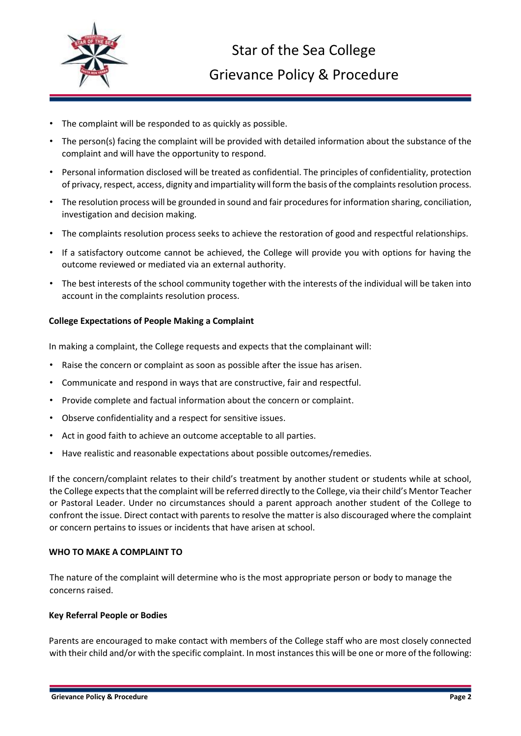- The complaint will be responded to as quickly as possible.
- The person(s) facing the complaint will be provided with detailed information about the substance of the complaint and will have the opportunity to respond.
- Personal information disclosed will be treated as confidential. The principles of confidentiality, protection of privacy, respect, access, dignity and impartiality will form the basis of the complaints resolution process.
- The resolution process will be grounded in sound and fair procedures for information sharing, conciliation, investigation and decision making.
- The complaints resolution process seeks to achieve the restoration of good and respectful relationships.
- If a satisfactory outcome cannot be achieved, the College will provide you with options for having the outcome reviewed or mediated via an external authority.
- The best interests of the school community together with the interests of the individual will be taken into account in the complaints resolution process.

**College Expectations of People Making a Complaint**

In making a complaint, the College requests and expects that the complainant will:

- Raise the concern or complaint as soon as possible after the issue has arisen.
- Communicate and respond in ways that are constructive, fair and respectful.
- Provide complete and factual information about the concern or complaint.
- Observe confidentiality and a respect for sensitive issues.
- Act in good faith to achieve an outcome acceptable to all parties.
- Have realistic and reasonable expectations about possible outcomes/remedies.

If the concern/complaint relates to their child's treatment by another student or students while at school, the College expects that the complaint will be referred directly to the College, via their child's Mentor Teacher or Pastoral Leader. Under no circumstances should a parent approach another student of the College to confront the issue. Direct contact with parents to resolve the matter is also discouraged where the complaint or concern pertains to issues or incidents that have arisen at school.

**WHO TO MAKE A COMPLAINT TO**

The nature of the complaint will determine who is the most appropriate person or body to manage the concerns raised.

**Key Referral People or Bodies**

Parents are encouraged to make contact with members of the College staff who are most closely connected with their child and/or with the specific complaint. In most instances this will be one or more of the following: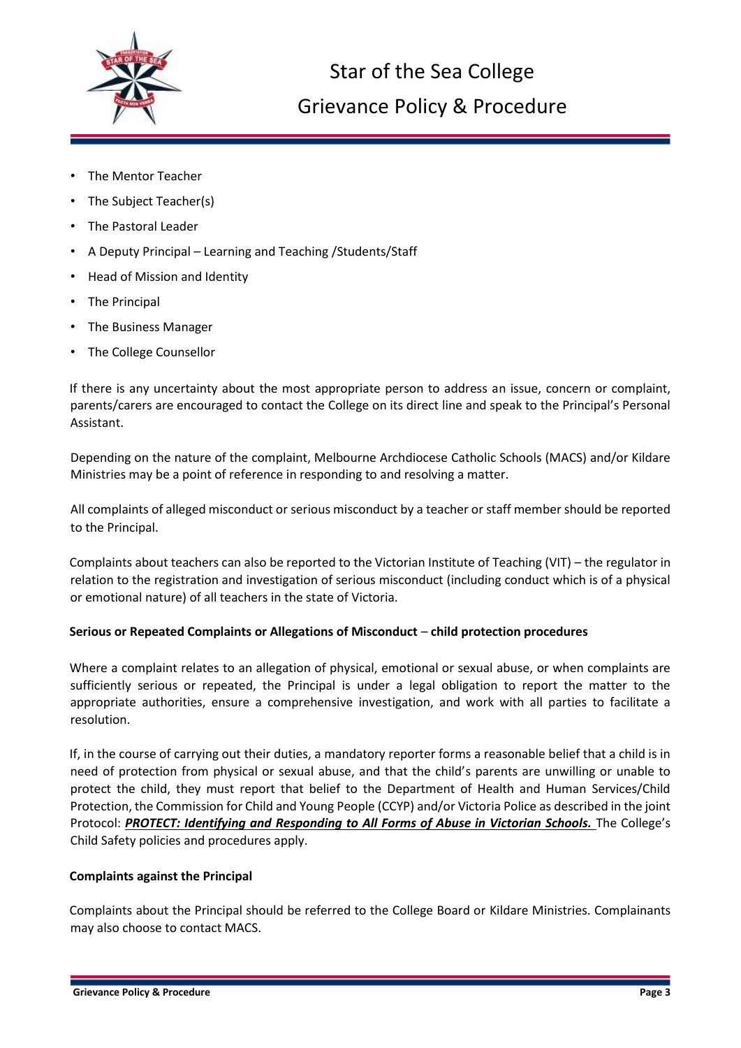- The Mentor Teacher
- The Subject Teacher(s)
- The Pastoral Leader
- A Deputy Principal – Learning and Teaching /Students/Staff
- Head of Mission and Identity
- The Principal
- The Business Manager
- The College Counsellor

If there is any uncertainty about the most appropriate person to address an issue, concern or complaint, parents/carers are encouraged to contact the College on its direct line and speak to the Principal's Personal Assistant.

Depending on the nature of the complaint, Melbourne Archdiocese Catholic Schools (MACS) and/or Kildare Ministries may be a point of reference in responding to and resolving a matter.

All complaints of alleged misconduct or serious misconduct by a teacher or staff member should be reported to the Principal.

Complaints about teachers can also be reported to the Victorian Institute of Teaching (VIT) – the regulator in relation to the registration and investigation of serious misconduct (including conduct which is of a physical or emotional nature) of all teachers in the state of Victoria.

**Serious or Repeated Complaints or Allegations of Misconduct – child protection procedures**

Where a complaint relates to an allegation of physical, emotional or sexual abuse, or when complaints are sufficiently serious or repeated, the Principal is under a legal obligation to report the matter to the appropriate authorities, ensure a comprehensive investigation, and work with all parties to facilitate a resolution.

If, in the course of carrying out their duties, a mandatory reporter forms a reasonable belief that a child is in need of protection from physical or sexual abuse, and that the child's parents are unwilling or unable to protect the child, they must report that belief to the Department of Health and Human Services/Child Protection, the Commission for Child and Young People (CCYP) and/or Victoria Police as described in the joint Protocol: ***PROTECT: Identifying and Responding to All Forms of Abuse in Victorian Schools.*** The College's Child Safety policies and procedures apply.

**Complaints against the Principal**

Complaints about the Principal should be referred to the College Board or Kildare Ministries. Complainants may also choose to contact MACS.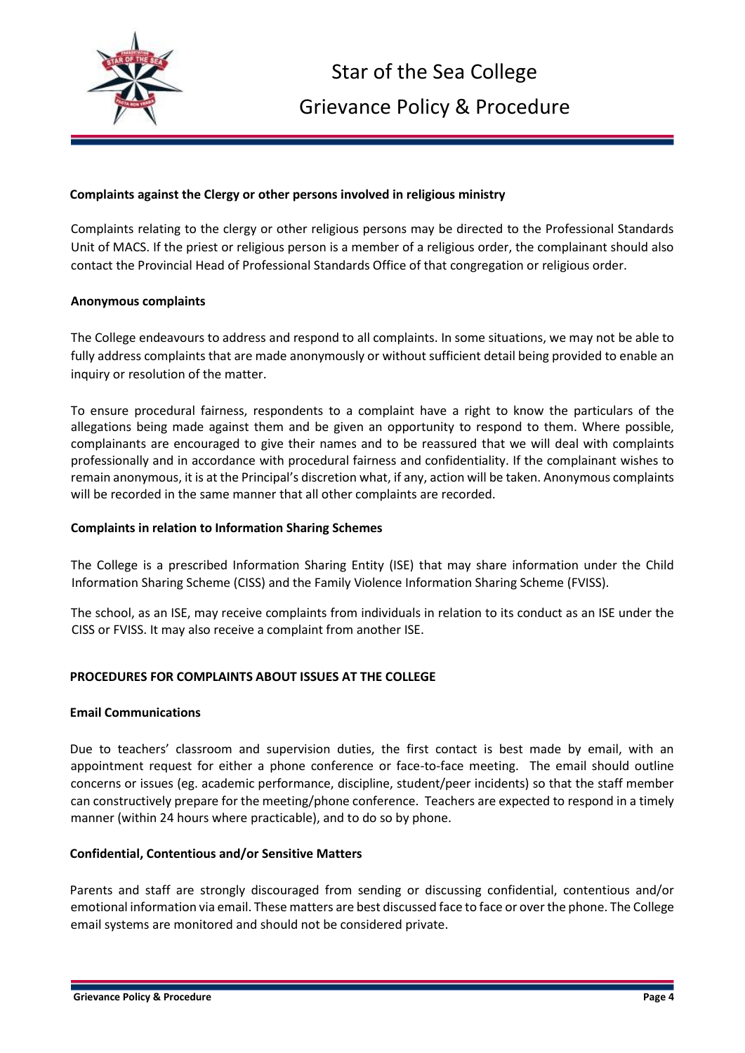**Complaints against the Clergy or other persons involved in religious ministry**

Complaints relating to the clergy or other religious persons may be directed to the Professional Standards Unit of MACS. If the priest or religious person is a member of a religious order, the complainant should also contact the Provincial Head of Professional Standards Office of that congregation or religious order.

**Anonymous complaints**

The College endeavours to address and respond to all complaints. In some situations, we may not be able to fully address complaints that are made anonymously or without sufficient detail being provided to enable an inquiry or resolution of the matter.

To ensure procedural fairness, respondents to a complaint have a right to know the particulars of the allegations being made against them and be given an opportunity to respond to them. Where possible, complainants are encouraged to give their names and to be reassured that we will deal with complaints professionally and in accordance with procedural fairness and confidentiality. If the complainant wishes to remain anonymous, it is at the Principal's discretion what, if any, action will be taken. Anonymous complaints will be recorded in the same manner that all other complaints are recorded.

**Complaints in relation to Information Sharing Schemes**

The College is a prescribed Information Sharing Entity (ISE) that may share information under the Child Information Sharing Scheme (CISS) and the Family Violence Information Sharing Scheme (FVISS).

The school, as an ISE, may receive complaints from individuals in relation to its conduct as an ISE under the CISS or FVISS. It may also receive a complaint from another ISE.

**PROCEDURES FOR COMPLAINTS ABOUT ISSUES AT THE COLLEGE**

**Email Communications**

Due to teachers' classroom and supervision duties, the first contact is best made by email, with an appointment request for either a phone conference or face-to-face meeting. The email should outline concerns or issues (eg. academic performance, discipline, student/peer incidents) so that the staff member can constructively prepare for the meeting/phone conference. Teachers are expected to respond in a timely manner (within 24 hours where practicable), and to do so by phone.

**Confidential, Contentious and/or Sensitive Matters**

Parents and staff are strongly discouraged from sending or discussing confidential, contentious and/or emotional information via email. These matters are best discussed face to face or over the phone. The College email systems are monitored and should not be considered private.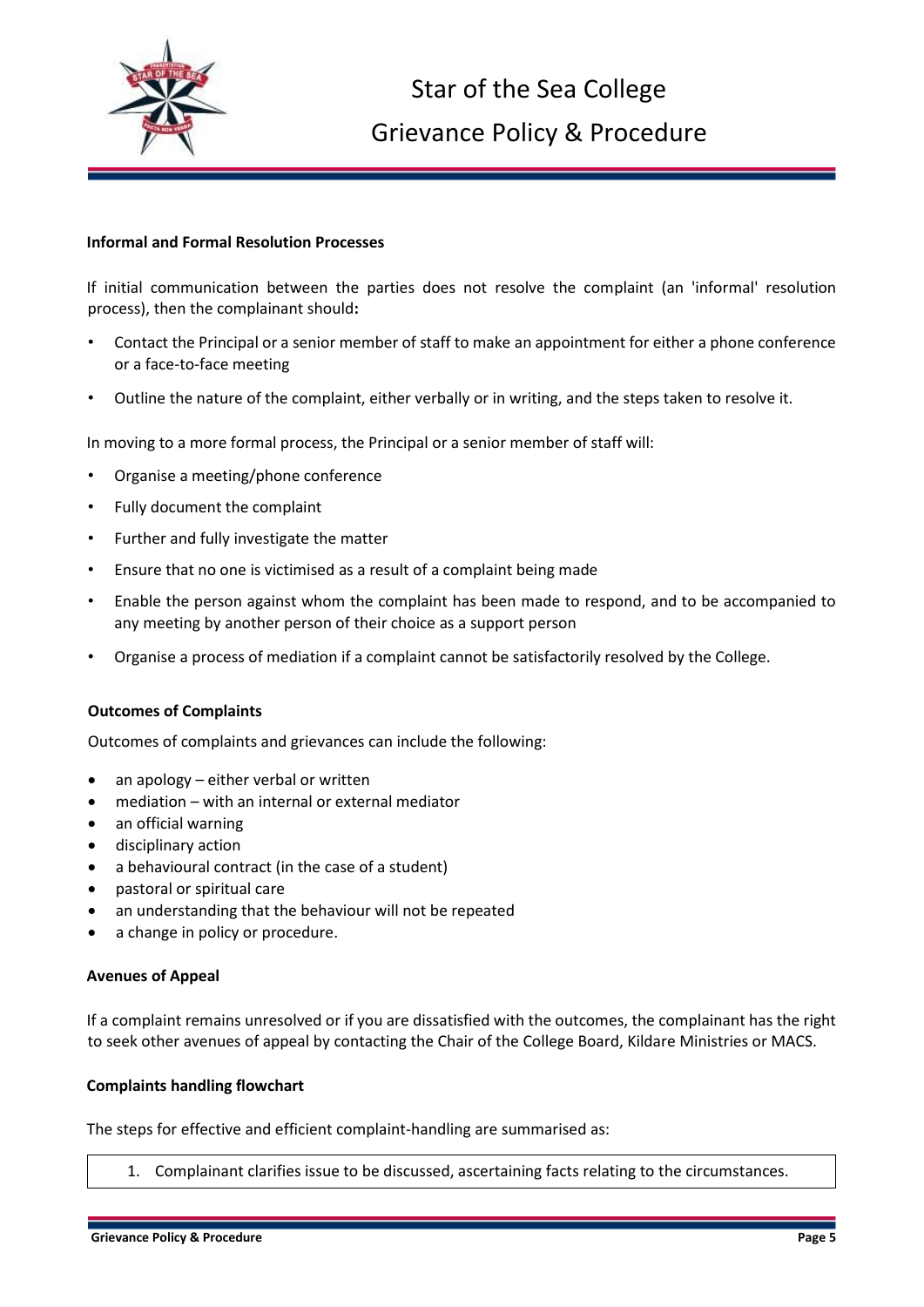**Informal and Formal Resolution Processes**

If initial communication between the parties does not resolve the complaint (an 'informal' resolution process), then the complainant should**:**

- Contact the Principal or a senior member of staff to make an appointment for either a phone conference or a face-to-face meeting
- Outline the nature of the complaint, either verbally or in writing, and the steps taken to resolve it.

In moving to a more formal process, the Principal or a senior member of staff will:

- Organise a meeting/phone conference
- Fully document the complaint
- Further and fully investigate the matter
- Ensure that no one is victimised as a result of a complaint being made
- Enable the person against whom the complaint has been made to respond, and to be accompanied to any meeting by another person of their choice as a support person
- Organise a process of mediation if a complaint cannot be satisfactorily resolved by the College.

**Outcomes of Complaints**

Outcomes of complaints and grievances can include the following:

- an apology – either verbal or written
- mediation – with an internal or external mediator
- an official warning
- disciplinary action
- a behavioural contract (in the case of a student)
- pastoral or spiritual care
- an understanding that the behaviour will not be repeated
- a change in policy or procedure.

**Avenues of Appeal**

If a complaint remains unresolved or if you are dissatisfied with the outcomes, the complainant has the right to seek other avenues of appeal by contacting the Chair of the College Board, Kildare Ministries or MACS.

**Complaints handling flowchart**

The steps for effective and efficient complaint-handling are summarised as:

1. Complainant clarifies issue to be discussed, ascertaining facts relating to the circumstances.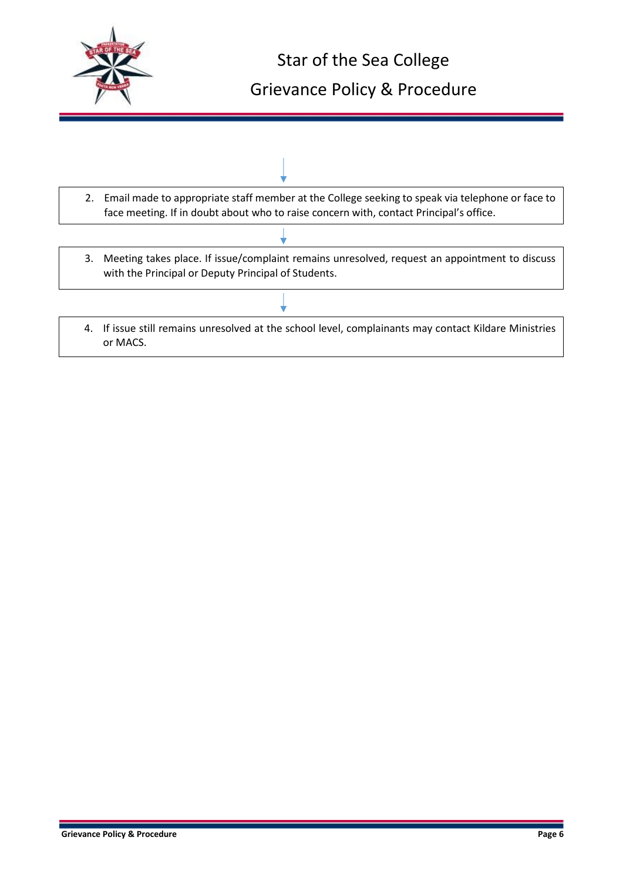2. Email made to appropriate staff member at the College seeking to speak via telephone or face to face meeting. If in doubt about who to raise concern with, contact Principal's office.

3. Meeting takes place. If issue/complaint remains unresolved, request an appointment to discuss with the Principal or Deputy Principal of Students.

4. If issue still remains unresolved at the school level, complainants may contact Kildare Ministries or MACS.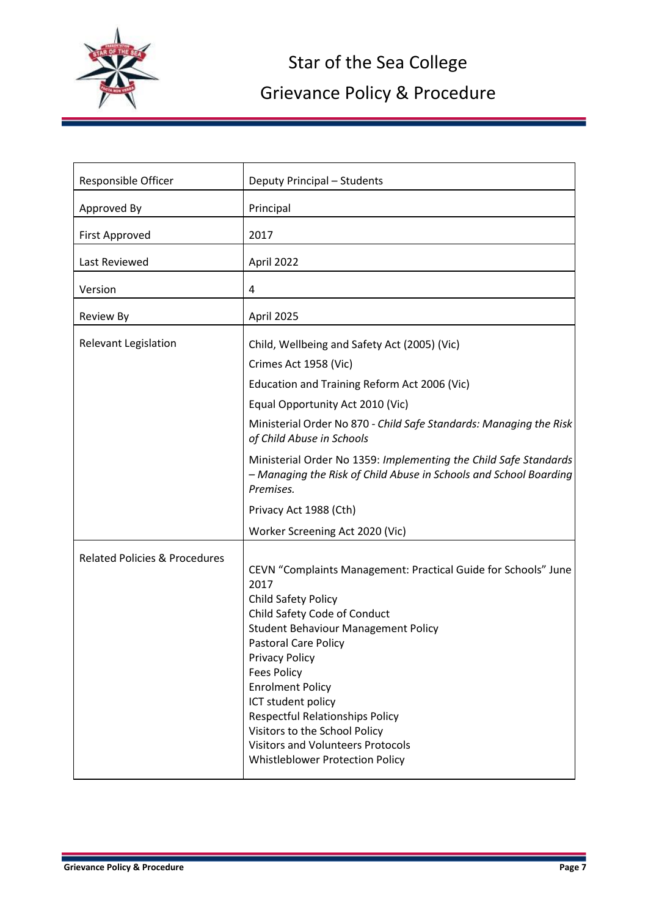# Star of the Sea College

## Grievance Policy & Procedure

| | |
|---|---|
| Responsible Officer | Deputy Principal – Students |
| Approved By | Principal |
| First Approved | 2017 |
| Last Reviewed | April 2022 |
| Version | 4 |
| Review By | April 2025 |
| Relevant Legislation | Child, Wellbeing and Safety Act (2005) (Vic)<br>Crimes Act 1958 (Vic)<br>Education and Training Reform Act 2006 (Vic)<br>Equal Opportunity Act 2010 (Vic)<br>Ministerial Order No 870 - *Child Safe Standards: Managing the Risk of Child Abuse in Schools*<br>Ministerial Order No 1359: *Implementing the Child Safe Standards – Managing the Risk of Child Abuse in Schools and School Boarding Premises.*<br>Privacy Act 1988 (Cth)<br>Worker Screening Act 2020 (Vic) |
| Related Policies & Procedures | CEVN "Complaints Management: Practical Guide for Schools" June 2017<br>Child Safety Policy<br>Child Safety Code of Conduct<br>Student Behaviour Management Policy<br>Pastoral Care Policy<br>Privacy Policy<br>Fees Policy<br>Enrolment Policy<br>ICT student policy<br>Respectful Relationships Policy<br>Visitors to the School Policy<br>Visitors and Volunteers Protocols<br>Whistleblower Protection Policy |